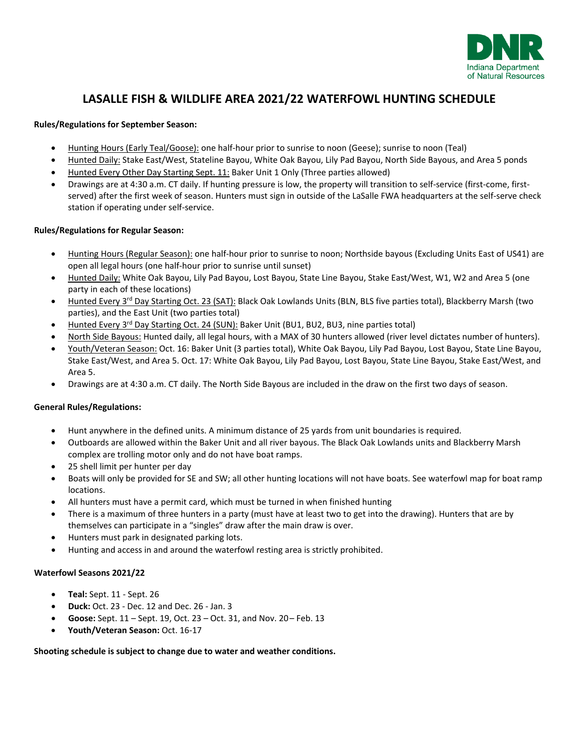# LASALLE FISH & WILDLIFE AREA 2021/22 WATERFOWL HUNTING SCHEDULE

**Rules/Regulations for September Season:**

- Hunting Hours (Early Teal/Goose): one half-hour prior to sunrise to noon (Geese); sunrise to noon (Teal)
- Hunted Daily: Stake East/West, Stateline Bayou, White Oak Bayou, Lily Pad Bayou, North Side Bayous, and Area 5 ponds
- Hunted Every Other Day Starting Sept. 11: Baker Unit 1 Only (Three parties allowed)
- Drawings are at 4:30 a.m. CT daily. If hunting pressure is low, the property will transition to self-service (first-come, first-served) after the first week of season. Hunters must sign in outside of the LaSalle FWA headquarters at the self-serve check station if operating under self-service.

**Rules/Regulations for Regular Season:**

- Hunting Hours (Regular Season): one half-hour prior to sunrise to noon; Northside bayous (Excluding Units East of US41) are open all legal hours (one half-hour prior to sunrise until sunset)
- Hunted Daily: White Oak Bayou, Lily Pad Bayou, Lost Bayou, State Line Bayou, Stake East/West, W1, W2 and Area 5 (one party in each of these locations)
- Hunted Every 3rd Day Starting Oct. 23 (SAT): Black Oak Lowlands Units (BLN, BLS five parties total), Blackberry Marsh (two parties), and the East Unit (two parties total)
- Hunted Every 3rd Day Starting Oct. 24 (SUN): Baker Unit (BU1, BU2, BU3, nine parties total)
- North Side Bayous: Hunted daily, all legal hours, with a MAX of 30 hunters allowed (river level dictates number of hunters).
- Youth/Veteran Season: Oct. 16: Baker Unit (3 parties total), White Oak Bayou, Lily Pad Bayou, Lost Bayou, State Line Bayou, Stake East/West, and Area 5. Oct. 17: White Oak Bayou, Lily Pad Bayou, Lost Bayou, State Line Bayou, Stake East/West, and Area 5.
- Drawings are at 4:30 a.m. CT daily. The North Side Bayous are included in the draw on the first two days of season.

**General Rules/Regulations:**

- Hunt anywhere in the defined units. A minimum distance of 25 yards from unit boundaries is required.
- Outboards are allowed within the Baker Unit and all river bayous. The Black Oak Lowlands units and Blackberry Marsh complex are trolling motor only and do not have boat ramps.
- 25 shell limit per hunter per day
- Boats will only be provided for SE and SW; all other hunting locations will not have boats. See waterfowl map for boat ramp locations.
- All hunters must have a permit card, which must be turned in when finished hunting
- There is a maximum of three hunters in a party (must have at least two to get into the drawing). Hunters that are by themselves can participate in a "singles" draw after the main draw is over.
- Hunters must park in designated parking lots.
- Hunting and access in and around the waterfowl resting area is strictly prohibited.

**Waterfowl Seasons 2021/22**

- **Teal:** Sept. 11 - Sept. 26
- **Duck:** Oct. 23 - Dec. 12 and Dec. 26 - Jan. 3
- **Goose:** Sept. 11 – Sept. 19, Oct. 23 – Oct. 31, and Nov. 20 – Feb. 13
- **Youth/Veteran Season:** Oct. 16-17

**Shooting schedule is subject to change due to water and weather conditions.**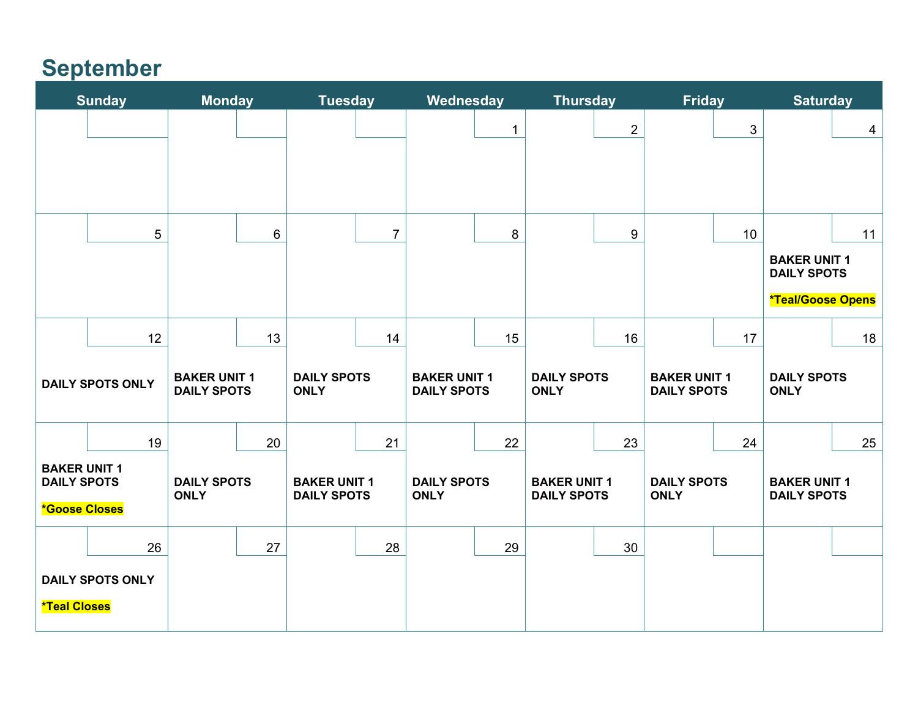## September

| Sunday | Monday | Tuesday | Wednesday | Thursday | Friday | Saturday |
|---|---|---|---|---|---|---|
| | | | 1 | 2 | 3 | 4 |
| 5 | 6 | 7 | 8 | 9 | 10 | 11<br>**BAKER UNIT 1 DAILY SPOTS**<br>***Teal/Goose Opens** |
| 12<br>**DAILY SPOTS ONLY** | 13<br>**BAKER UNIT 1 DAILY SPOTS** | 14<br>**DAILY SPOTS ONLY** | 15<br>**BAKER UNIT 1 DAILY SPOTS** | 16<br>**DAILY SPOTS ONLY** | 17<br>**BAKER UNIT 1 DAILY SPOTS** | 18<br>**DAILY SPOTS ONLY** |
| 19<br>**BAKER UNIT 1 DAILY SPOTS**<br>***Goose Closes** | 20<br>**DAILY SPOTS ONLY** | 21<br>**BAKER UNIT 1 DAILY SPOTS** | 22<br>**DAILY SPOTS ONLY** | 23<br>**BAKER UNIT 1 DAILY SPOTS** | 24<br>**DAILY SPOTS ONLY** | 25<br>**BAKER UNIT 1 DAILY SPOTS** |
| 26<br>**DAILY SPOTS ONLY**<br>***Teal Closes** | 27 | 28 | 29 | 30 | | |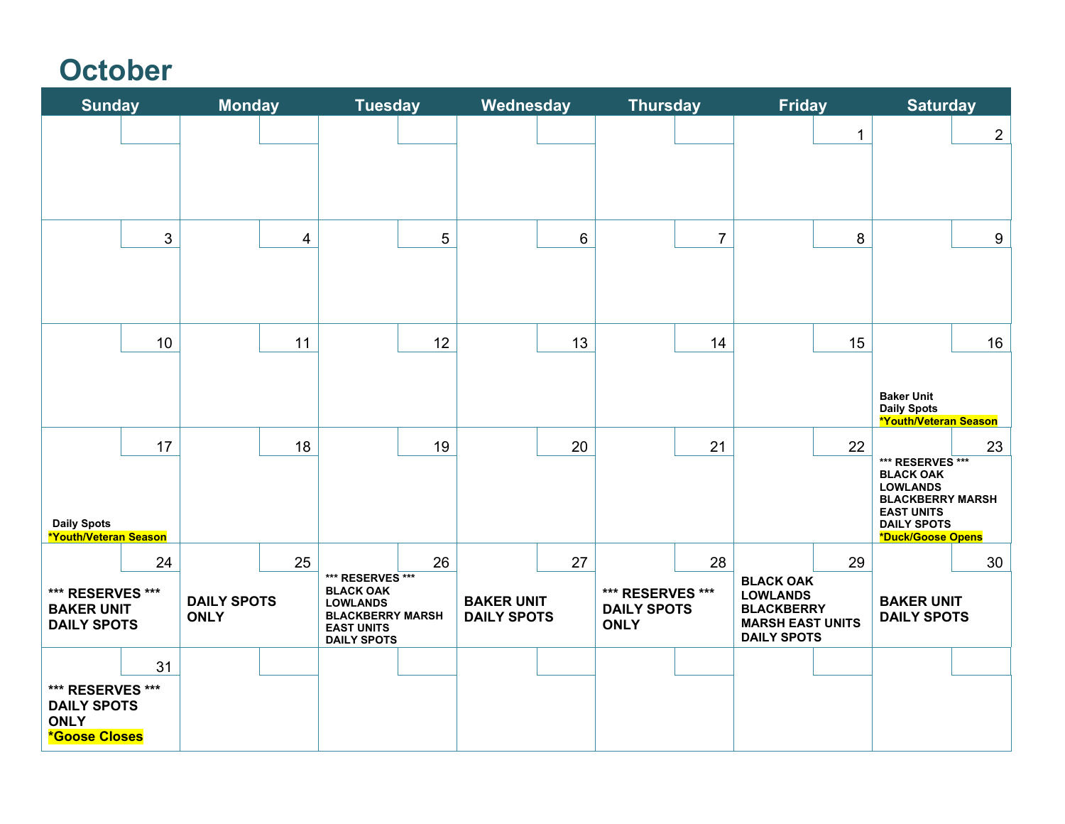# October

| Sunday | Monday | Tuesday | Wednesday | Thursday | Friday | Saturday |
|---|---|---|---|---|---|---|
| | | | | | 1 | 2 |
| 3 | 4 | 5 | 6 | 7 | 8 | 9 |
| 10 | 11 | 12 | 13 | 14 | 15 | 16<br>**Baker Unit**<br>**Daily Spots**<br>***Youth/Veteran Season** |
| 17<br>**Daily Spots**<br>***Youth/Veteran Season** | 18 | 19 | 20 | 21 | 22 | 23<br>**\*\*\* RESERVES \*\*\***<br>**BLACK OAK**<br>**LOWLANDS**<br>**BLACKBERRY MARSH**<br>**EAST UNITS**<br>**DAILY SPOTS**<br>***Duck/Goose Opens** |
| 24<br>**\*\*\* RESERVES \*\*\***<br>**BAKER UNIT**<br>**DAILY SPOTS** | 25<br>**DAILY SPOTS ONLY** | 26<br>**\*\*\* RESERVES \*\*\***<br>**BLACK OAK**<br>**LOWLANDS**<br>**BLACKBERRY MARSH**<br>**EAST UNITS**<br>**DAILY SPOTS** | 27<br>**BAKER UNIT**<br>**DAILY SPOTS** | 28<br>**\*\*\* RESERVES \*\*\***<br>**DAILY SPOTS ONLY** | 29<br>**BLACK OAK**<br>**LOWLANDS**<br>**BLACKBERRY MARSH EAST UNITS**<br>**DAILY SPOTS** | 30<br>**BAKER UNIT**<br>**DAILY SPOTS** |
| 31<br>**\*\*\* RESERVES \*\*\***<br>**DAILY SPOTS ONLY**<br>***Goose Closes** | | | | | | |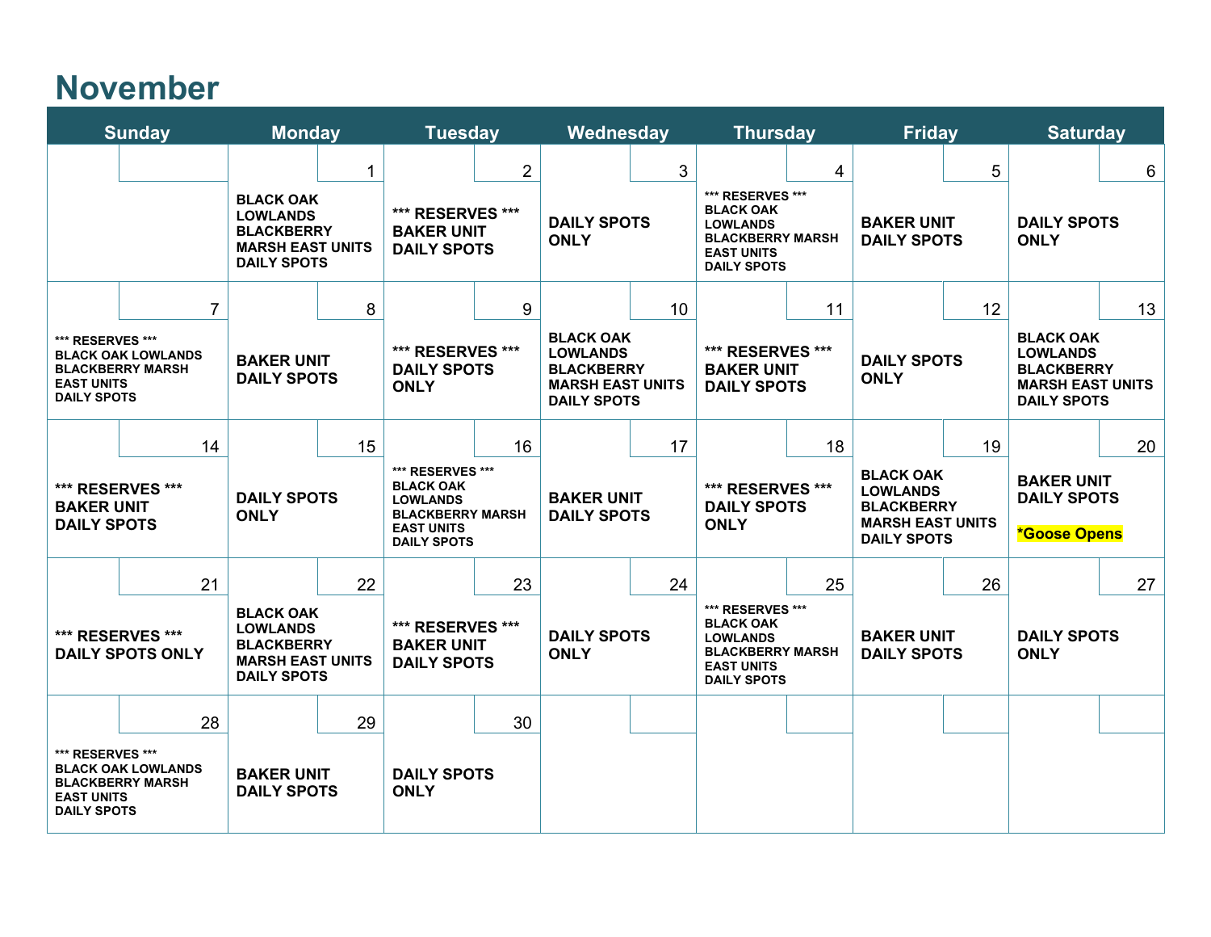# November

| Sunday | Monday | Tuesday | Wednesday | Thursday | Friday | Saturday |
|---|---|---|---|---|---|---|
| | 1<br>BLACK OAK LOWLANDS BLACKBERRY MARSH EAST UNITS DAILY SPOTS | 2<br>*** RESERVES *** BAKER UNIT DAILY SPOTS | 3<br>DAILY SPOTS ONLY | 4<br>*** RESERVES *** BLACK OAK LOWLANDS BLACKBERRY MARSH EAST UNITS DAILY SPOTS | 5<br>BAKER UNIT DAILY SPOTS | 6<br>DAILY SPOTS ONLY |
| 7<br>*** RESERVES *** BLACK OAK LOWLANDS BLACKBERRY MARSH EAST UNITS DAILY SPOTS | 8<br>BAKER UNIT DAILY SPOTS | 9<br>*** RESERVES *** DAILY SPOTS ONLY | 10<br>BLACK OAK LOWLANDS BLACKBERRY MARSH EAST UNITS DAILY SPOTS | 11<br>*** RESERVES *** BAKER UNIT DAILY SPOTS | 12<br>DAILY SPOTS ONLY | 13<br>BLACK OAK LOWLANDS BLACKBERRY MARSH EAST UNITS DAILY SPOTS |
| 14<br>*** RESERVES *** BAKER UNIT DAILY SPOTS | 15<br>DAILY SPOTS ONLY | 16<br>*** RESERVES *** BLACK OAK LOWLANDS BLACKBERRY MARSH EAST UNITS DAILY SPOTS | 17<br>BAKER UNIT DAILY SPOTS | 18<br>*** RESERVES *** DAILY SPOTS ONLY | 19<br>BLACK OAK LOWLANDS BLACKBERRY MARSH EAST UNITS DAILY SPOTS | 20<br>BAKER UNIT DAILY SPOTS<br>*Goose Opens |
| 21<br>*** RESERVES *** DAILY SPOTS ONLY | 22<br>BLACK OAK LOWLANDS BLACKBERRY MARSH EAST UNITS DAILY SPOTS | 23<br>*** RESERVES *** BAKER UNIT DAILY SPOTS | 24<br>DAILY SPOTS ONLY | 25<br>*** RESERVES *** BLACK OAK LOWLANDS BLACKBERRY MARSH EAST UNITS DAILY SPOTS | 26<br>BAKER UNIT DAILY SPOTS | 27<br>DAILY SPOTS ONLY |
| 28<br>*** RESERVES *** BLACK OAK LOWLANDS BLACKBERRY MARSH EAST UNITS DAILY SPOTS | 29<br>BAKER UNIT DAILY SPOTS | 30<br>DAILY SPOTS ONLY | | | | |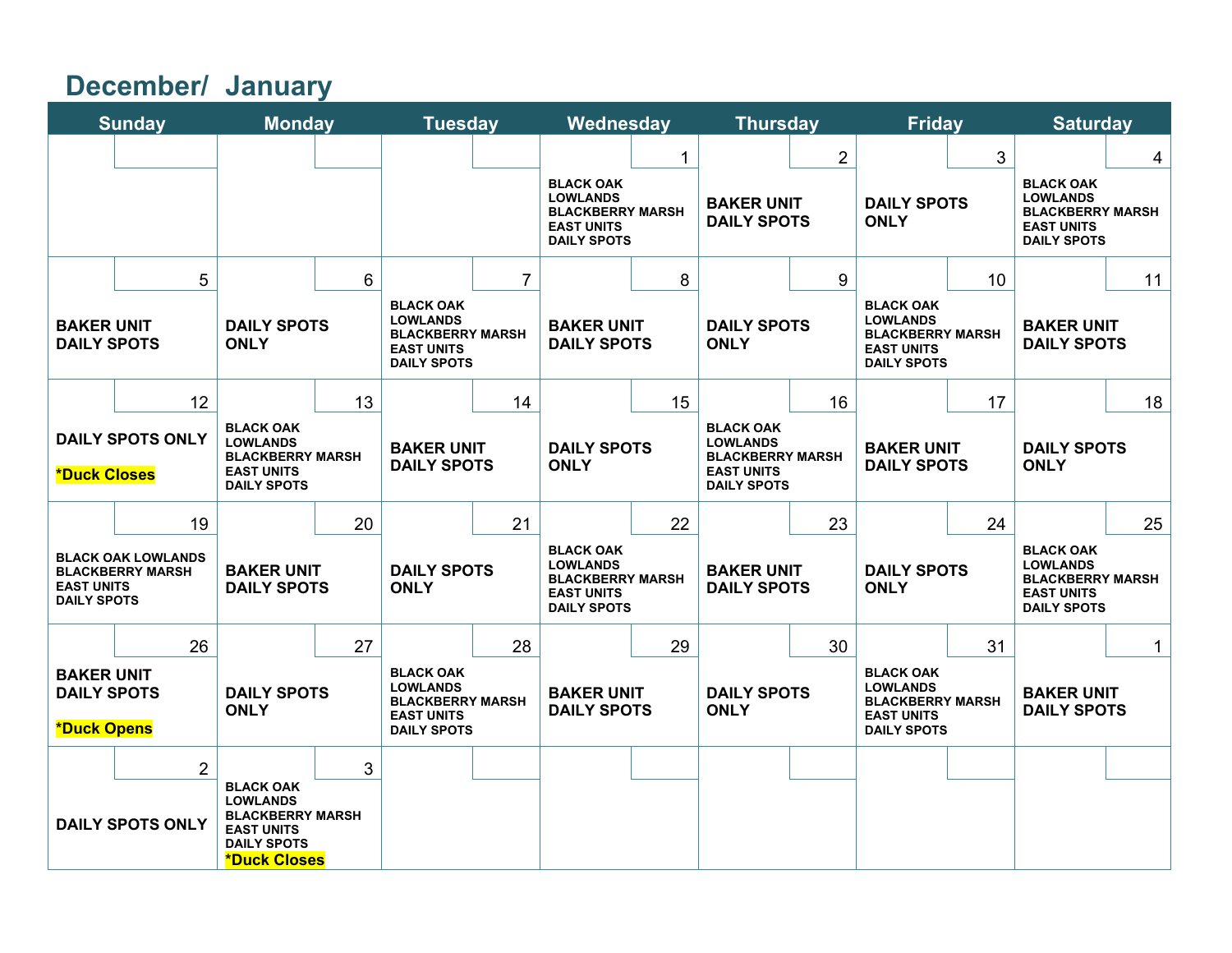## December/ January

| Sunday | Monday | Tuesday | Wednesday | Thursday | Friday | Saturday |
|---|---|---|---|---|---|---|
| | | | 1<br>BLACK OAK<br>LOWLANDS<br>BLACKBERRY MARSH<br>EAST UNITS<br>DAILY SPOTS | 2<br>BAKER UNIT<br>DAILY SPOTS | 3<br>DAILY SPOTS<br>ONLY | 4<br>BLACK OAK<br>LOWLANDS<br>BLACKBERRY MARSH<br>EAST UNITS<br>DAILY SPOTS |
| 5<br>BAKER UNIT<br>DAILY SPOTS | 6<br>DAILY SPOTS<br>ONLY | 7<br>BLACK OAK<br>LOWLANDS<br>BLACKBERRY MARSH<br>EAST UNITS<br>DAILY SPOTS | 8<br>BAKER UNIT<br>DAILY SPOTS | 9<br>DAILY SPOTS<br>ONLY | 10<br>BLACK OAK<br>LOWLANDS<br>BLACKBERRY MARSH<br>EAST UNITS<br>DAILY SPOTS | 11<br>BAKER UNIT<br>DAILY SPOTS |
| 12<br>DAILY SPOTS ONLY<br>*Duck Closes | 13<br>BLACK OAK<br>LOWLANDS<br>BLACKBERRY MARSH<br>EAST UNITS<br>DAILY SPOTS | 14<br>BAKER UNIT<br>DAILY SPOTS | 15<br>DAILY SPOTS<br>ONLY | 16<br>BLACK OAK<br>LOWLANDS<br>BLACKBERRY MARSH<br>EAST UNITS<br>DAILY SPOTS | 17<br>BAKER UNIT<br>DAILY SPOTS | 18<br>DAILY SPOTS<br>ONLY |
| 19<br>BLACK OAK LOWLANDS<br>BLACKBERRY MARSH<br>EAST UNITS<br>DAILY SPOTS | 20<br>BAKER UNIT<br>DAILY SPOTS | 21<br>DAILY SPOTS<br>ONLY | 22<br>BLACK OAK<br>LOWLANDS<br>BLACKBERRY MARSH<br>EAST UNITS<br>DAILY SPOTS | 23<br>BAKER UNIT<br>DAILY SPOTS | 24<br>DAILY SPOTS<br>ONLY | 25<br>BLACK OAK<br>LOWLANDS<br>BLACKBERRY MARSH<br>EAST UNITS<br>DAILY SPOTS |
| 26<br>BAKER UNIT<br>DAILY SPOTS<br>*Duck Opens | 27<br>DAILY SPOTS<br>ONLY | 28<br>BLACK OAK<br>LOWLANDS<br>BLACKBERRY MARSH<br>EAST UNITS<br>DAILY SPOTS | 29<br>BAKER UNIT<br>DAILY SPOTS | 30<br>DAILY SPOTS<br>ONLY | 31<br>BLACK OAK<br>LOWLANDS<br>BLACKBERRY MARSH<br>EAST UNITS<br>DAILY SPOTS | 1<br>BAKER UNIT<br>DAILY SPOTS |
| 2<br>DAILY SPOTS ONLY | 3<br>BLACK OAK<br>LOWLANDS<br>BLACKBERRY MARSH<br>EAST UNITS<br>DAILY SPOTS<br>*Duck Closes | | | | | |